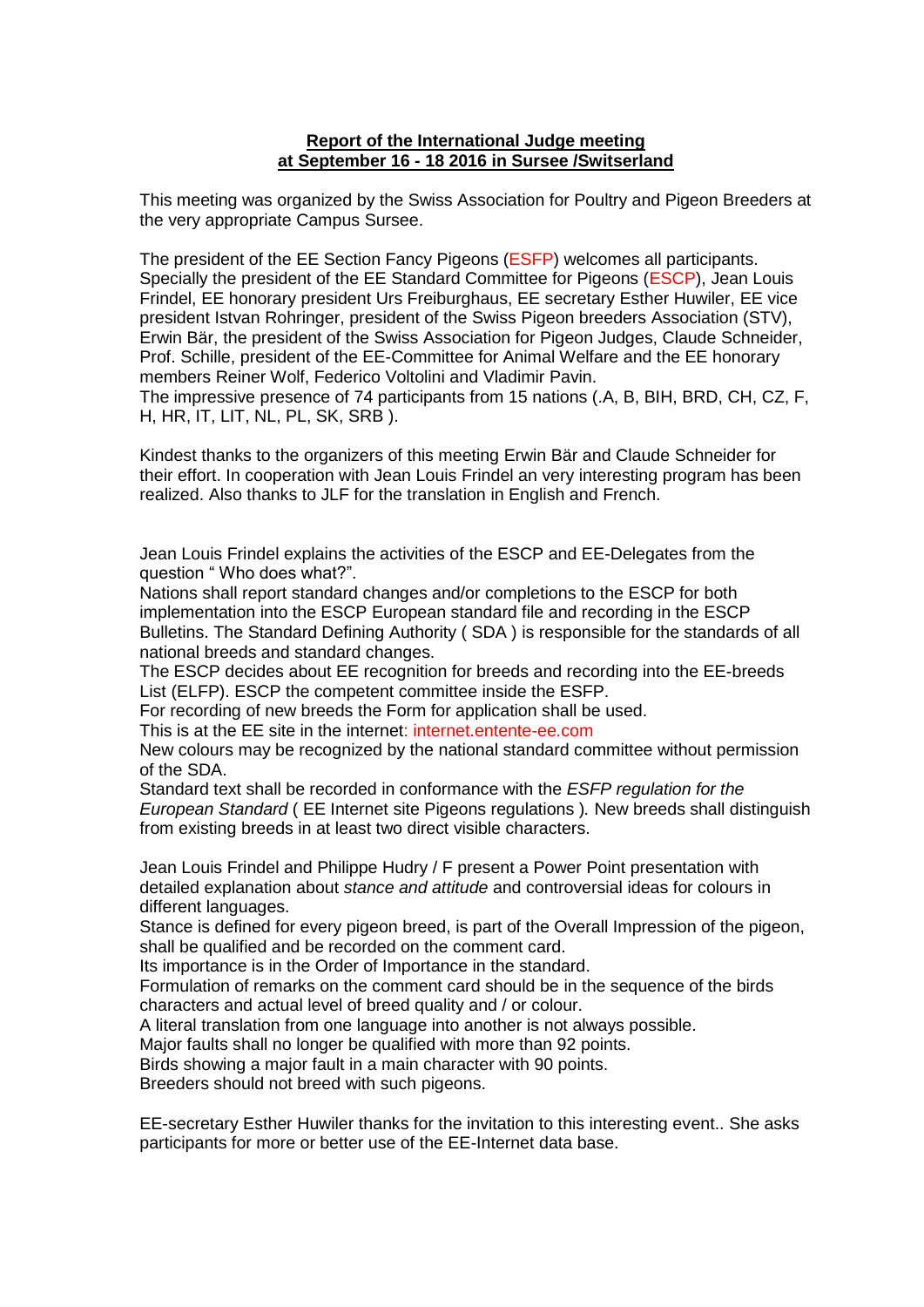**Report of the International Judge meeting at September 16 - 18 2016 in Sursee /Switzerland**

This meeting was organized by the Swiss Association for Poultry and Pigeon Breeders at the very appropriate Campus Sursee.

The president of the EE Section Fancy Pigeons (ESFP) welcomes all participants. Specially the president of the EE Standard Committee for Pigeons (ESCP), Jean Louis Frindel, EE honorary president Urs Freiburghaus, EE secretary Esther Huwiler, EE vice president Istvan Rohringer, president of the Swiss Pigeon breeders Association (STV), Erwin Bär, the president of the Swiss Association for Pigeon Judges, Claude Schneider, Prof. Schille, president of the EE-Committee for Animal Welfare and the EE honorary members Reiner Wolf, Federico Voltolini and Vladimir Pavin.
The impressive presence of 74 participants from 15 nations (.A, B, BIH, BRD, CH, CZ, F, H, HR, IT, LIT, NL, PL, SK, SRB ).

Kindest thanks to the organizers of this meeting Erwin Bär and Claude Schneider for their effort. In cooperation with Jean Louis Frindel an very interesting program has been realized. Also thanks to JLF for the translation in English and French.

Jean Louis Frindel explains the activities of the ESCP and EE-Delegates from the question " Who does what?".
Nations shall report standard changes and/or completions to the ESCP for both implementation into the ESCP European standard file and recording in the ESCP Bulletins. The Standard Defining Authority ( SDA ) is responsible for the standards of all national breeds and standard changes.
The ESCP decides about EE recognition for breeds and recording into the EE-breeds List (ELFP). ESCP the competent committee inside the ESFP.
For recording of new breeds the Form for application shall be used.
This is at the EE site in the internet: internet.entente-ee.com
New colours may be recognized by the national standard committee without permission of the SDA.
Standard text shall be recorded in conformance with the *ESFP regulation for the European Standard* ( EE Internet site Pigeons regulations ). New breeds shall distinguish from existing breeds in at least two direct visible characters.

Jean Louis Frindel and Philippe Hudry / F present a Power Point presentation with detailed explanation about *stance and attitude* and controversial ideas for colours in different languages.
Stance is defined for every pigeon breed, is part of the Overall Impression of the pigeon, shall be qualified and be recorded on the comment card.
Its importance is in the Order of Importance in the standard.
Formulation of remarks on the comment card should be in the sequence of the birds characters and actual level of breed quality and / or colour.
A literal translation from one language into another is not always possible.
Major faults shall no longer be qualified with more than 92 points.
Birds showing a major fault in a main character with 90 points.
Breeders should not breed with such pigeons.

EE-secretary Esther Huwiler thanks for the invitation to this interesting event.. She asks participants for more or better use of the EE-Internet data base.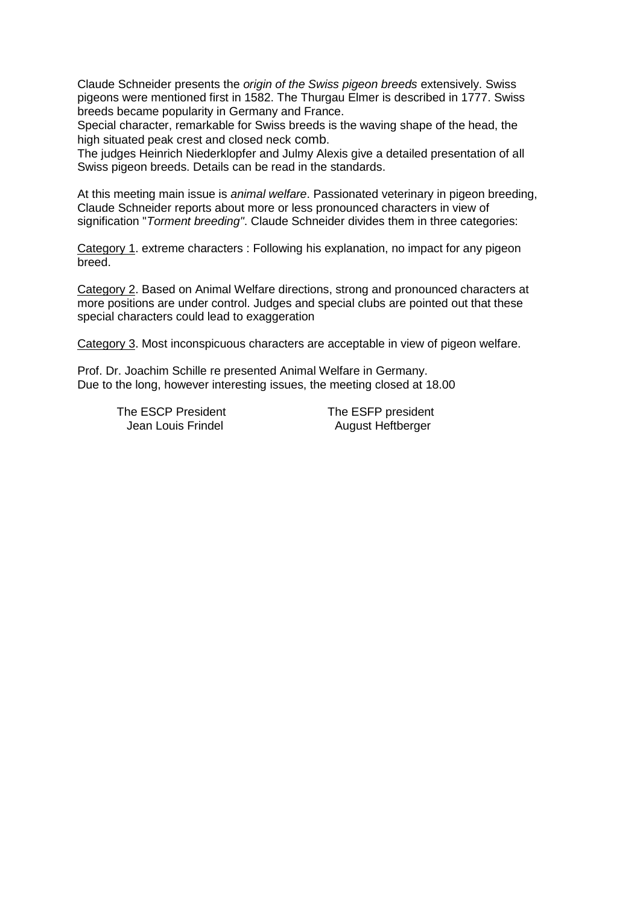Claude Schneider presents the *origin of the Swiss pigeon breeds* extensively. Swiss pigeons were mentioned first in 1582. The Thurgau Elmer is described in 1777. Swiss breeds became popularity in Germany and France.
Special character, remarkable for Swiss breeds is the waving shape of the head, the high situated peak crest and closed neck comb.
The judges Heinrich Niederklopfer and Julmy Alexis give a detailed presentation of all Swiss pigeon breeds. Details can be read in the standards.

At this meeting main issue is *animal welfare*. Passionated veterinary in pigeon breeding, Claude Schneider reports about more or less pronounced characters in view of signification "*Torment breeding"*. Claude Schneider divides them in three categories:

Category 1. extreme characters : Following his explanation, no impact for any pigeon breed.

Category 2. Based on Animal Welfare directions, strong and pronounced characters at more positions are under control. Judges and special clubs are pointed out that these special characters could lead to exaggeration

Category 3. Most inconspicuous characters are acceptable in view of pigeon welfare.

Prof. Dr. Joachim Schille re presented Animal Welfare in Germany.
Due to the long, however interesting issues, the meeting closed at 18.00

The ESCP President
Jean Louis Frindel

The ESFP president
August Heftberger